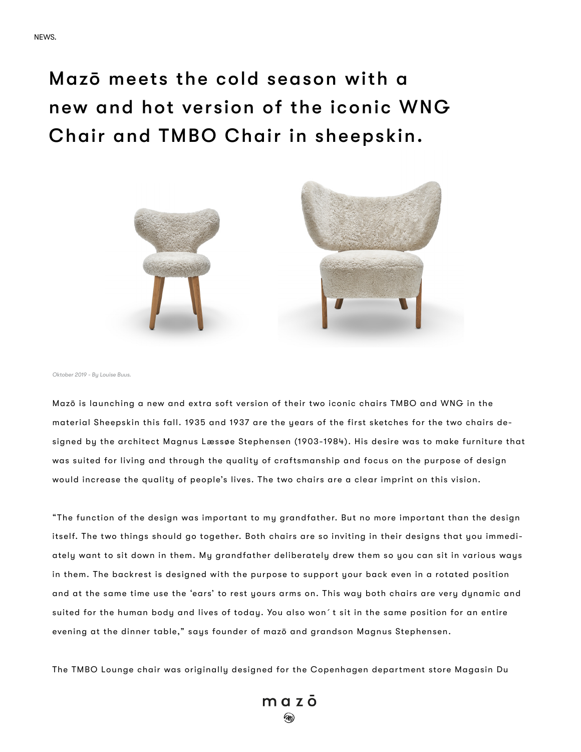NEWS.

# Mazō meets the cold season with a new and hot version of the iconic WNG Chair and TMBO Chair in sheepskin.

*Oktober 2019 - By Louise Buus.*

Mazō is launching a new and extra soft version of their two iconic chairs TMBO and WNG in the material Sheepskin this fall. 1935 and 1937 are the years of the first sketches for the two chairs designed by the architect Magnus Læssøe Stephensen (1903-1984). His desire was to make furniture that was suited for living and through the quality of craftsmanship and focus on the purpose of design would increase the quality of people's lives. The two chairs are a clear imprint on this vision.

"The function of the design was important to my grandfather. But no more important than the design itself. The two things should go together. Both chairs are so inviting in their designs that you immediately want to sit down in them. My grandfather deliberately drew them so you can sit in various ways in them. The backrest is designed with the purpose to support your back even in a rotated position and at the same time use the 'ears' to rest yours arms on. This way both chairs are very dynamic and suited for the human body and lives of today. You also won´t sit in the same position for an entire evening at the dinner table," says founder of mazō and grandson Magnus Stephensen.

The TMBO Lounge chair was originally designed for the Copenhagen department store Magasin Du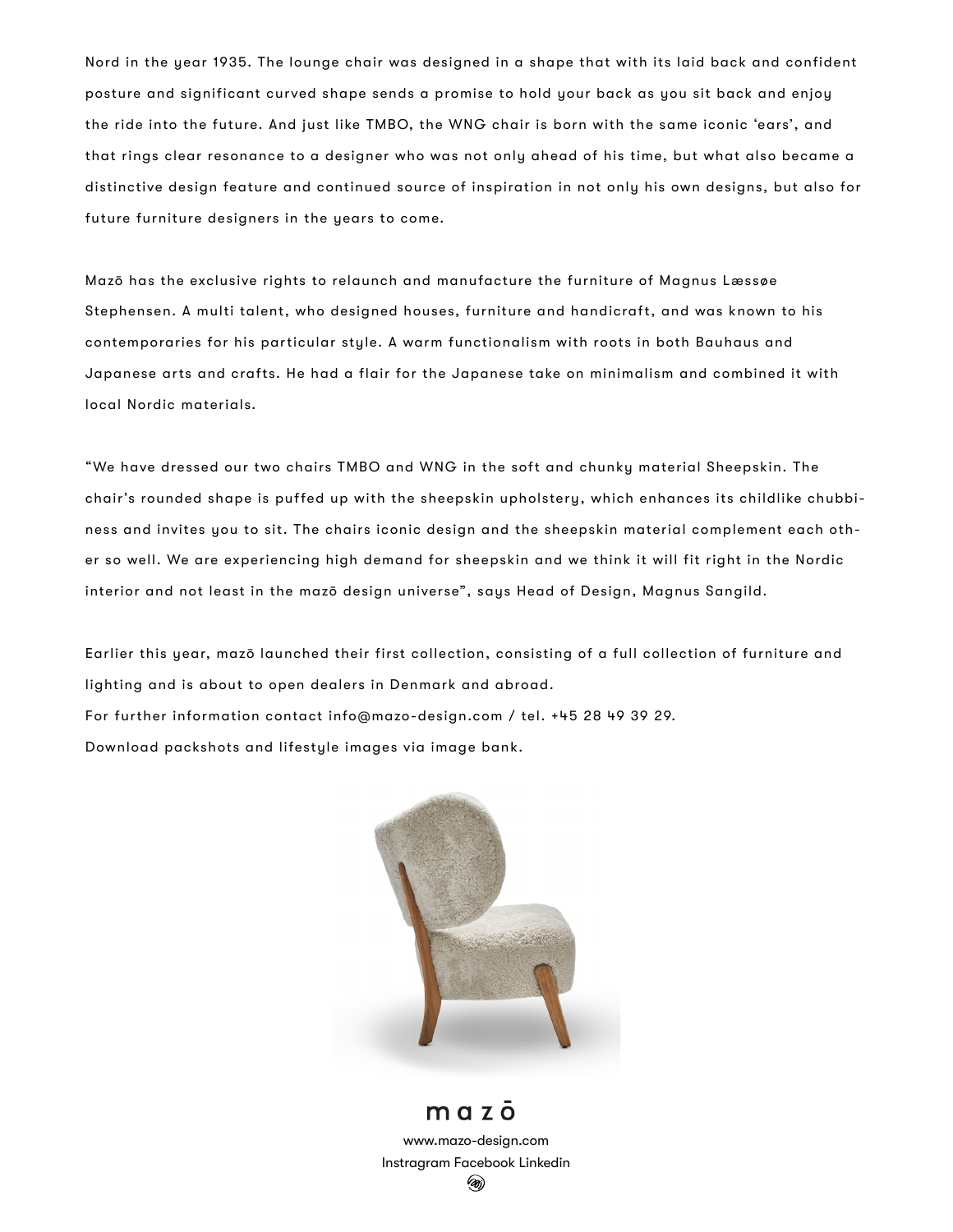Nord in the year 1935. The lounge chair was designed in a shape that with its laid back and confident posture and significant curved shape sends a promise to hold your back as you sit back and enjoy the ride into the future. And just like TMBO, the WNG chair is born with the same iconic 'ears', and that rings clear resonance to a designer who was not only ahead of his time, but what also became a distinctive design feature and continued source of inspiration in not only his own designs, but also for future furniture designers in the years to come.

Mazō has the exclusive rights to relaunch and manufacture the furniture of Magnus Læssøe Stephensen. A multi talent, who designed houses, furniture and handicraft, and was known to his contemporaries for his particular style. A warm functionalism with roots in both Bauhaus and Japanese arts and crafts. He had a flair for the Japanese take on minimalism and combined it with local Nordic materials.

"We have dressed our two chairs TMBO and WNG in the soft and chunky material Sheepskin. The chair's rounded shape is puffed up with the sheepskin upholstery, which enhances its childlike chubbiness and invites you to sit. The chairs iconic design and the sheepskin material complement each other so well. We are experiencing high demand for sheepskin and we think it will fit right in the Nordic interior and not least in the mazō design universe", says Head of Design, Magnus Sangild.

Earlier this year, mazō launched their first collection, consisting of a full collection of furniture and lighting and is about to open dealers in Denmark and abroad.
For further information contact info@mazo-design.com / tel. +45 28 49 39 29.
Download packshots and lifestyle images via image bank.

mazō

www.mazo-design.com

Instragram Facebook Linkedin